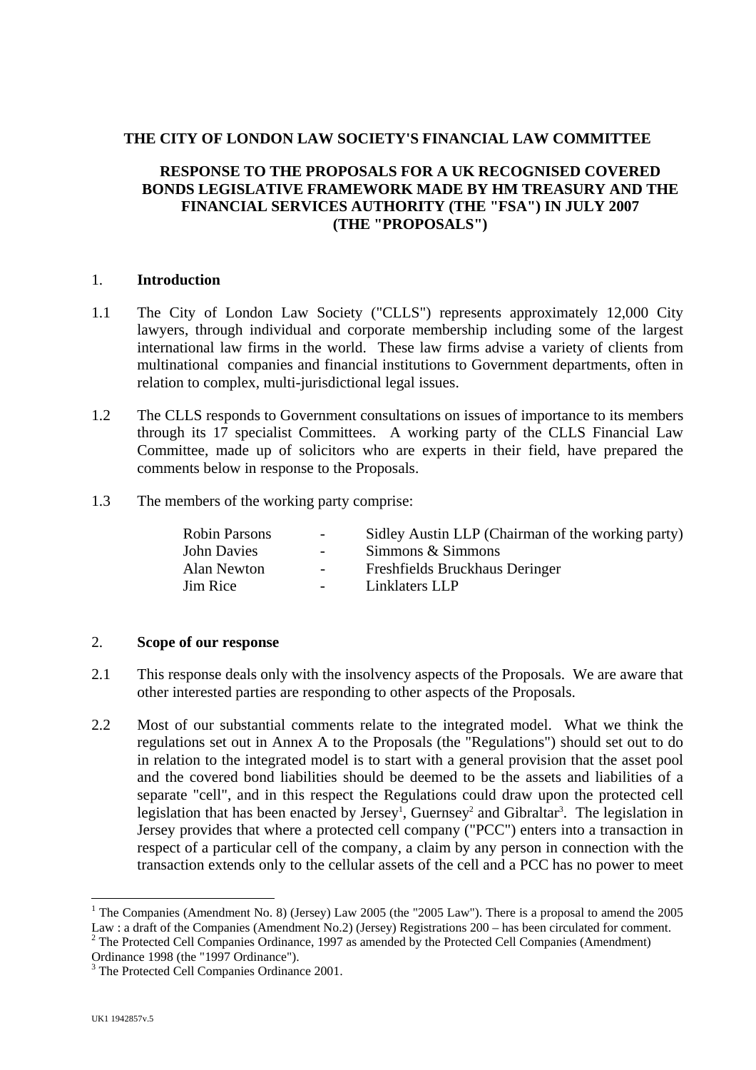**THE CITY OF LONDON LAW SOCIETY'S FINANCIAL LAW COMMITTEE**

**RESPONSE TO THE PROPOSALS FOR A UK RECOGNISED COVERED BONDS LEGISLATIVE FRAMEWORK MADE BY HM TREASURY AND THE FINANCIAL SERVICES AUTHORITY (THE "FSA") IN JULY 2007 (THE "PROPOSALS")**

## 1. Introduction

1.1 The City of London Law Society ("CLLS") represents approximately 12,000 City lawyers, through individual and corporate membership including some of the largest international law firms in the world. These law firms advise a variety of clients from multinational companies and financial institutions to Government departments, often in relation to complex, multi-jurisdictional legal issues.

1.2 The CLLS responds to Government consultations on issues of importance to its members through its 17 specialist Committees. A working party of the CLLS Financial Law Committee, made up of solicitors who are experts in their field, have prepared the comments below in response to the Proposals.

1.3 The members of the working party comprise:

| | | |
|---|---|---|
| Robin Parsons | - | Sidley Austin LLP (Chairman of the working party) |
| John Davies | - | Simmons & Simmons |
| Alan Newton | - | Freshfields Bruckhaus Deringer |
| Jim Rice | - | Linklaters LLP |

## 2. Scope of our response

2.1 This response deals only with the insolvency aspects of the Proposals. We are aware that other interested parties are responding to other aspects of the Proposals.

2.2 Most of our substantial comments relate to the integrated model. What we think the regulations set out in Annex A to the Proposals (the "Regulations") should set out to do in relation to the integrated model is to start with a general provision that the asset pool and the covered bond liabilities should be deemed to be the assets and liabilities of a separate "cell", and in this respect the Regulations could draw upon the protected cell legislation that has been enacted by Jersey[1], Guernsey[2] and Gibraltar[3]. The legislation in Jersey provides that where a protected cell company ("PCC") enters into a transaction in respect of a particular cell of the company, a claim by any person in connection with the transaction extends only to the cellular assets of the cell and a PCC has no power to meet

[1] The Companies (Amendment No. 8) (Jersey) Law 2005 (the "2005 Law"). There is a proposal to amend the 2005 Law : a draft of the Companies (Amendment No.2) (Jersey) Registrations 200 – has been circulated for comment.

[2] The Protected Cell Companies Ordinance, 1997 as amended by the Protected Cell Companies (Amendment) Ordinance 1998 (the "1997 Ordinance").

[3] The Protected Cell Companies Ordinance 2001.

UK1 1942857v.5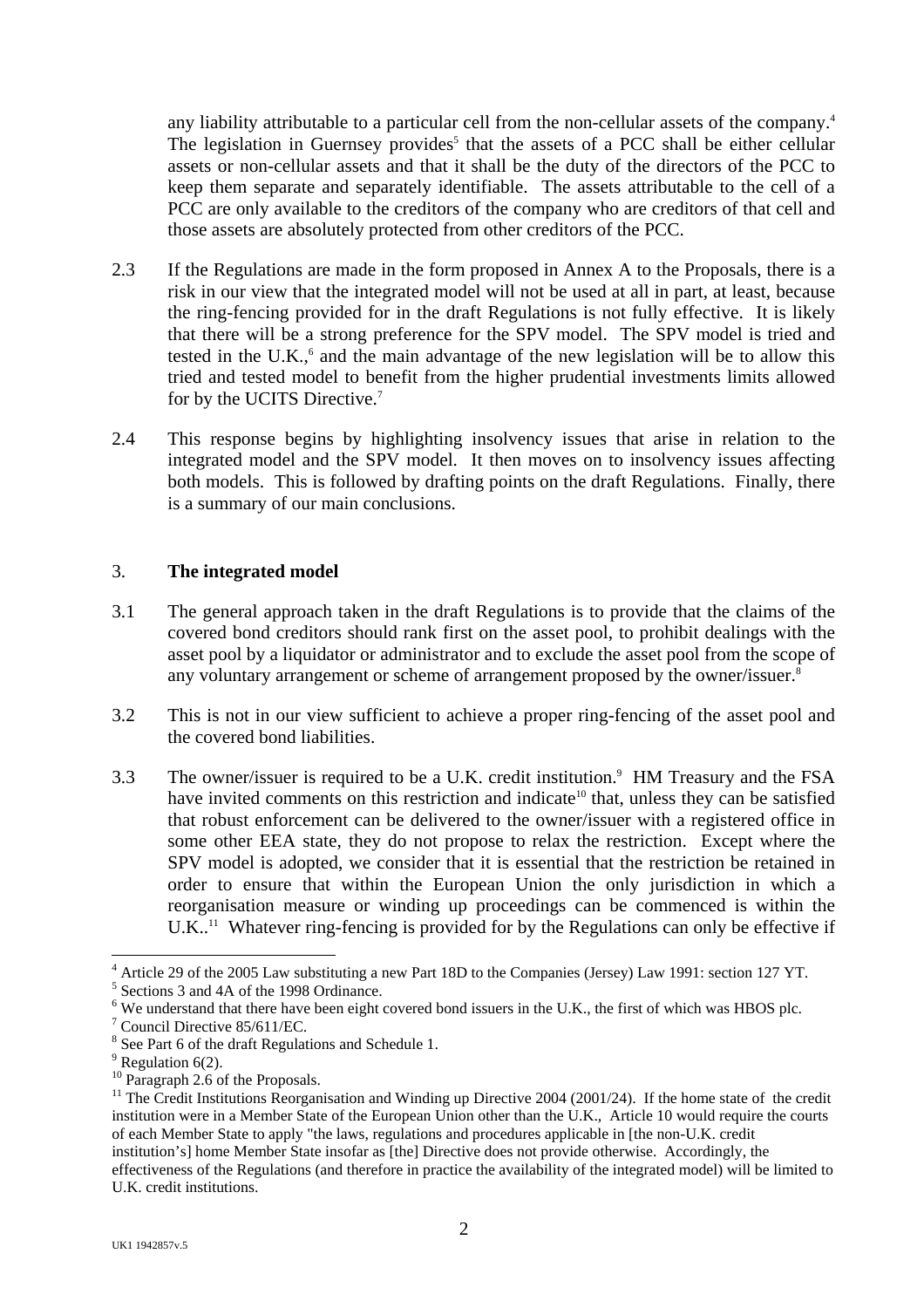any liability attributable to a particular cell from the non-cellular assets of the company.[4] The legislation in Guernsey provides[5] that the assets of a PCC shall be either cellular assets or non-cellular assets and that it shall be the duty of the directors of the PCC to keep them separate and separately identifiable. The assets attributable to the cell of a PCC are only available to the creditors of the company who are creditors of that cell and those assets are absolutely protected from other creditors of the PCC.

2.3 If the Regulations are made in the form proposed in Annex A to the Proposals, there is a risk in our view that the integrated model will not be used at all in part, at least, because the ring-fencing provided for in the draft Regulations is not fully effective. It is likely that there will be a strong preference for the SPV model. The SPV model is tried and tested in the U.K.,[6] and the main advantage of the new legislation will be to allow this tried and tested model to benefit from the higher prudential investments limits allowed for by the UCITS Directive.[7]

2.4 This response begins by highlighting insolvency issues that arise in relation to the integrated model and the SPV model. It then moves on to insolvency issues affecting both models. This is followed by drafting points on the draft Regulations. Finally, there is a summary of our main conclusions.

## 3. **The integrated model**

3.1 The general approach taken in the draft Regulations is to provide that the claims of the covered bond creditors should rank first on the asset pool, to prohibit dealings with the asset pool by a liquidator or administrator and to exclude the asset pool from the scope of any voluntary arrangement or scheme of arrangement proposed by the owner/issuer.[8]

3.2 This is not in our view sufficient to achieve a proper ring-fencing of the asset pool and the covered bond liabilities.

3.3 The owner/issuer is required to be a U.K. credit institution.[9] HM Treasury and the FSA have invited comments on this restriction and indicate[10] that, unless they can be satisfied that robust enforcement can be delivered to the owner/issuer with a registered office in some other EEA state, they do not propose to relax the restriction. Except where the SPV model is adopted, we consider that it is essential that the restriction be retained in order to ensure that within the European Union the only jurisdiction in which a reorganisation measure or winding up proceedings can be commenced is within the U.K..[11] Whatever ring-fencing is provided for by the Regulations can only be effective if

---

[4] Article 29 of the 2005 Law substituting a new Part 18D to the Companies (Jersey) Law 1991: section 127 YT.

[5] Sections 3 and 4A of the 1998 Ordinance.

[6] We understand that there have been eight covered bond issuers in the U.K., the first of which was HBOS plc.

[7] Council Directive 85/611/EC.

[8] See Part 6 of the draft Regulations and Schedule 1.

[9] Regulation 6(2).

[10] Paragraph 2.6 of the Proposals.

[11] The Credit Institutions Reorganisation and Winding up Directive 2004 (2001/24). If the home state of the credit institution were in a Member State of the European Union other than the U.K., Article 10 would require the courts of each Member State to apply "the laws, regulations and procedures applicable in [the non-U.K. credit institution's] home Member State insofar as [the] Directive does not provide otherwise. Accordingly, the effectiveness of the Regulations (and therefore in practice the availability of the integrated model) will be limited to U.K. credit institutions.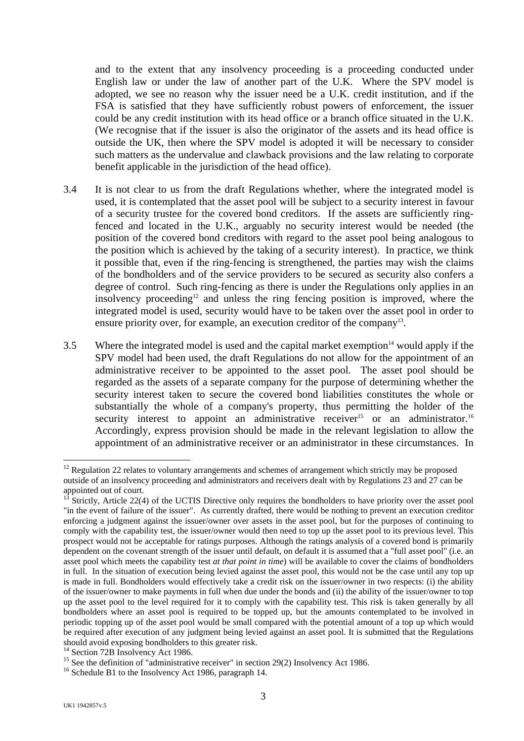and to the extent that any insolvency proceeding is a proceeding conducted under English law or under the law of another part of the U.K. Where the SPV model is adopted, we see no reason why the issuer need be a U.K. credit institution, and if the FSA is satisfied that they have sufficiently robust powers of enforcement, the issuer could be any credit institution with its head office or a branch office situated in the U.K. (We recognise that if the issuer is also the originator of the assets and its head office is outside the UK, then where the SPV model is adopted it will be necessary to consider such matters as the undervalue and clawback provisions and the law relating to corporate benefit applicable in the jurisdiction of the head office).

3.4 It is not clear to us from the draft Regulations whether, where the integrated model is used, it is contemplated that the asset pool will be subject to a security interest in favour of a security trustee for the covered bond creditors. If the assets are sufficiently ring-fenced and located in the U.K., arguably no security interest would be needed (the position of the covered bond creditors with regard to the asset pool being analogous to the position which is achieved by the taking of a security interest). In practice, we think it possible that, even if the ring-fencing is strengthened, the parties may wish the claims of the bondholders and of the service providers to be secured as security also confers a degree of control. Such ring-fencing as there is under the Regulations only applies in an insolvency proceeding[12] and unless the ring fencing position is improved, where the integrated model is used, security would have to be taken over the asset pool in order to ensure priority over, for example, an execution creditor of the company[13].

3.5 Where the integrated model is used and the capital market exemption[14] would apply if the SPV model had been used, the draft Regulations do not allow for the appointment of an administrative receiver to be appointed to the asset pool. The asset pool should be regarded as the assets of a separate company for the purpose of determining whether the security interest taken to secure the covered bond liabilities constitutes the whole or substantially the whole of a company's property, thus permitting the holder of the security interest to appoint an administrative receiver[15] or an administrator.[16] Accordingly, express provision should be made in the relevant legislation to allow the appointment of an administrative receiver or an administrator in these circumstances. In

---

[12] Regulation 22 relates to voluntary arrangements and schemes of arrangement which strictly may be proposed outside of an insolvency proceeding and administrators and receivers dealt with by Regulations 23 and 27 can be appointed out of court.

[13] Strictly, Article 22(4) of the UCTIS Directive only requires the bondholders to have priority over the asset pool "in the event of failure of the issuer". As currently drafted, there would be nothing to prevent an execution creditor enforcing a judgment against the issuer/owner over assets in the asset pool, but for the purposes of continuing to comply with the capability test, the issuer/owner would then need to top up the asset pool to its previous level. This prospect would not be acceptable for ratings purposes. Although the ratings analysis of a covered bond is primarily dependent on the covenant strength of the issuer until default, on default it is assumed that a "full asset pool" (i.e. an asset pool which meets the capability test *at that point in time*) will be available to cover the claims of bondholders in full. In the situation of execution being levied against the asset pool, this would not be the case until any top up is made in full. Bondholders would effectively take a credit risk on the issuer/owner in two respects: (i) the ability of the issuer/owner to make payments in full when due under the bonds and (ii) the ability of the issuer/owner to top up the asset pool to the level required for it to comply with the capability test. This risk is taken generally by all bondholders where an asset pool is required to be topped up, but the amounts contemplated to be involved in periodic topping up of the asset pool would be small compared with the potential amount of a top up which would be required after execution of any judgment being levied against an asset pool. It is submitted that the Regulations should avoid exposing bondholders to this greater risk.

[14] Section 72B Insolvency Act 1986.

[15] See the definition of "administrative receiver" in section 29(2) Insolvency Act 1986.

[16] Schedule B1 to the Insolvency Act 1986, paragraph 14.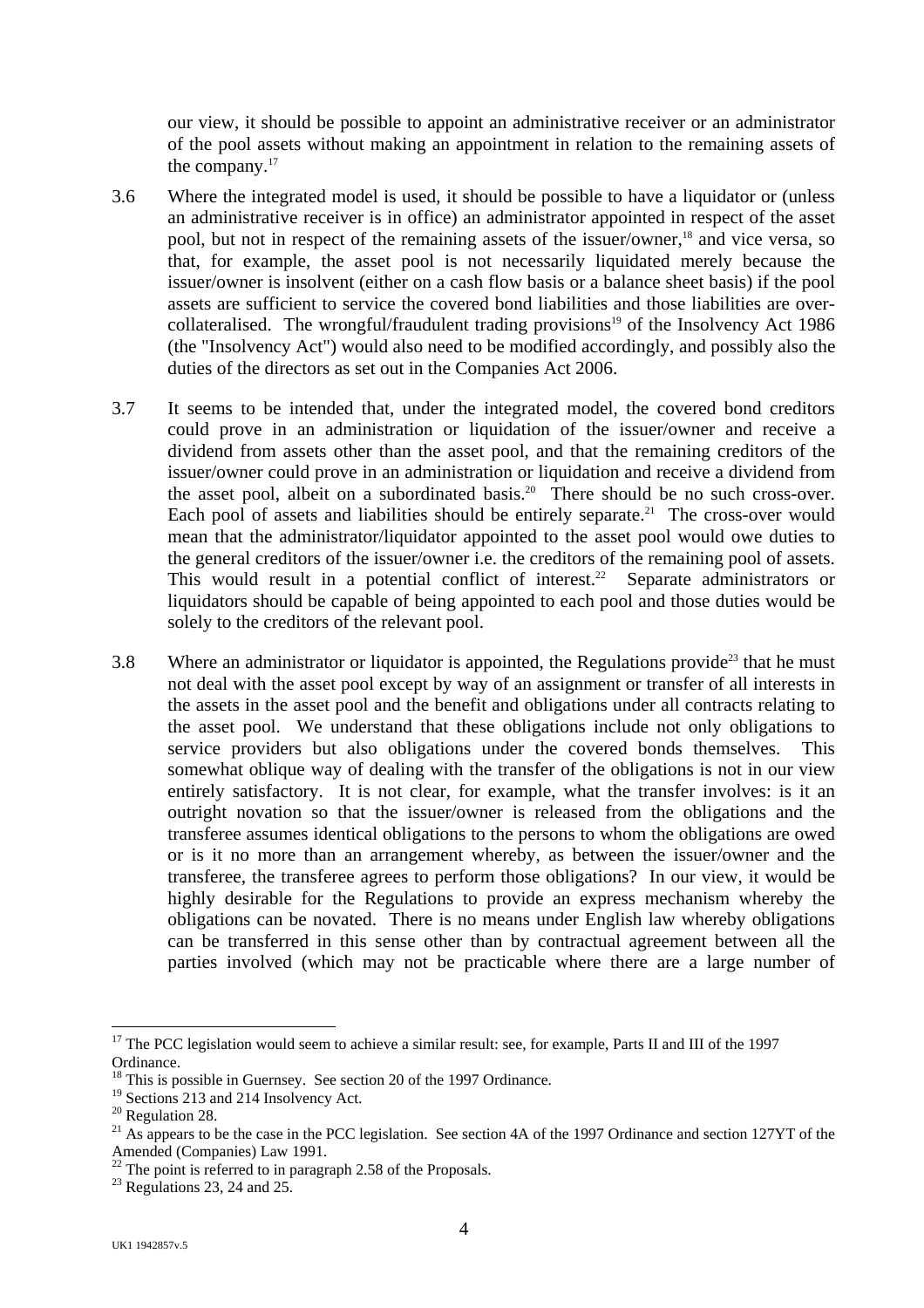our view, it should be possible to appoint an administrative receiver or an administrator of the pool assets without making an appointment in relation to the remaining assets of the company.[17]

3.6 Where the integrated model is used, it should be possible to have a liquidator or (unless an administrative receiver is in office) an administrator appointed in respect of the asset pool, but not in respect of the remaining assets of the issuer/owner,[18] and vice versa, so that, for example, the asset pool is not necessarily liquidated merely because the issuer/owner is insolvent (either on a cash flow basis or a balance sheet basis) if the pool assets are sufficient to service the covered bond liabilities and those liabilities are over-collateralised. The wrongful/fraudulent trading provisions[19] of the Insolvency Act 1986 (the "Insolvency Act") would also need to be modified accordingly, and possibly also the duties of the directors as set out in the Companies Act 2006.

3.7 It seems to be intended that, under the integrated model, the covered bond creditors could prove in an administration or liquidation of the issuer/owner and receive a dividend from assets other than the asset pool, and that the remaining creditors of the issuer/owner could prove in an administration or liquidation and receive a dividend from the asset pool, albeit on a subordinated basis.[20] There should be no such cross-over. Each pool of assets and liabilities should be entirely separate.[21] The cross-over would mean that the administrator/liquidator appointed to the asset pool would owe duties to the general creditors of the issuer/owner i.e. the creditors of the remaining pool of assets. This would result in a potential conflict of interest.[22] Separate administrators or liquidators should be capable of being appointed to each pool and those duties would be solely to the creditors of the relevant pool.

3.8 Where an administrator or liquidator is appointed, the Regulations provide[23] that he must not deal with the asset pool except by way of an assignment or transfer of all interests in the assets in the asset pool and the benefit and obligations under all contracts relating to the asset pool. We understand that these obligations include not only obligations to service providers but also obligations under the covered bonds themselves. This somewhat oblique way of dealing with the transfer of the obligations is not in our view entirely satisfactory. It is not clear, for example, what the transfer involves: is it an outright novation so that the issuer/owner is released from the obligations and the transferee assumes identical obligations to the persons to whom the obligations are owed or is it no more than an arrangement whereby, as between the issuer/owner and the transferee, the transferee agrees to perform those obligations? In our view, it would be highly desirable for the Regulations to provide an express mechanism whereby the obligations can be novated. There is no means under English law whereby obligations can be transferred in this sense other than by contractual agreement between all the parties involved (which may not be practicable where there are a large number of

---

[17] The PCC legislation would seem to achieve a similar result: see, for example, Parts II and III of the 1997 Ordinance.

[18] This is possible in Guernsey. See section 20 of the 1997 Ordinance.

[19] Sections 213 and 214 Insolvency Act.

[20] Regulation 28.

[21] As appears to be the case in the PCC legislation. See section 4A of the 1997 Ordinance and section 127YT of the Amended (Companies) Law 1991.

[22] The point is referred to in paragraph 2.58 of the Proposals.

[23] Regulations 23, 24 and 25.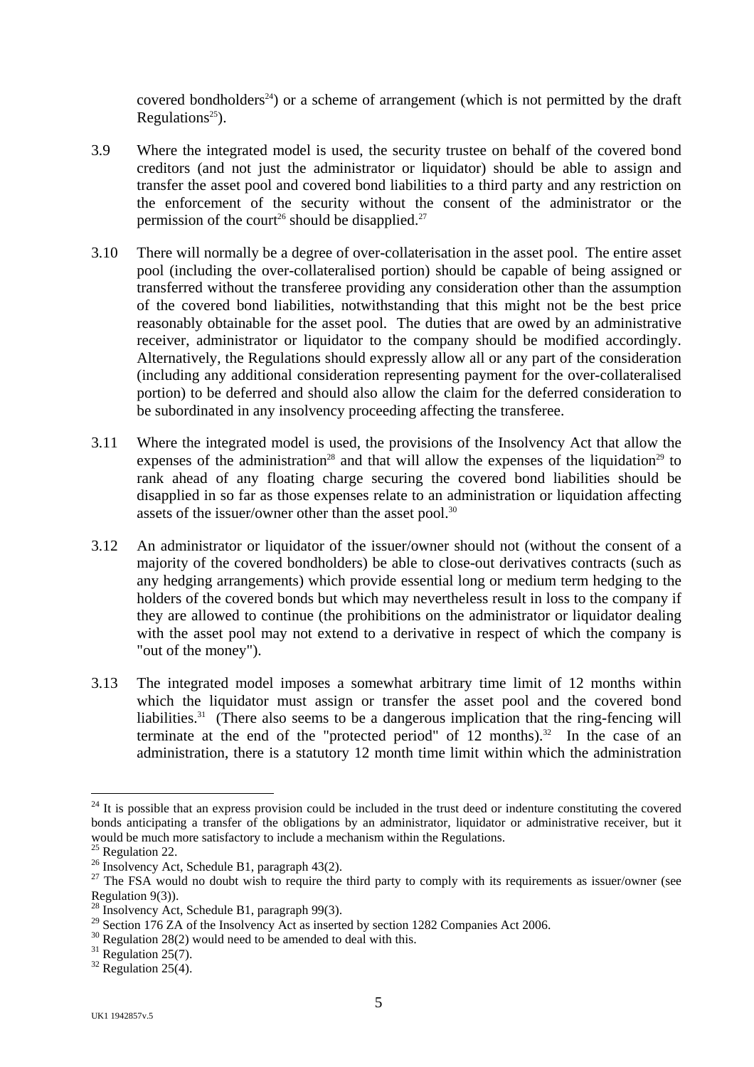covered bondholders[24]) or a scheme of arrangement (which is not permitted by the draft Regulations[25]).

3.9 Where the integrated model is used, the security trustee on behalf of the covered bond creditors (and not just the administrator or liquidator) should be able to assign and transfer the asset pool and covered bond liabilities to a third party and any restriction on the enforcement of the security without the consent of the administrator or the permission of the court[26] should be disapplied.[27]

3.10 There will normally be a degree of over-collaterisation in the asset pool. The entire asset pool (including the over-collateralised portion) should be capable of being assigned or transferred without the transferee providing any consideration other than the assumption of the covered bond liabilities, notwithstanding that this might not be the best price reasonably obtainable for the asset pool. The duties that are owed by an administrative receiver, administrator or liquidator to the company should be modified accordingly. Alternatively, the Regulations should expressly allow all or any part of the consideration (including any additional consideration representing payment for the over-collateralised portion) to be deferred and should also allow the claim for the deferred consideration to be subordinated in any insolvency proceeding affecting the transferee.

3.11 Where the integrated model is used, the provisions of the Insolvency Act that allow the expenses of the administration[28] and that will allow the expenses of the liquidation[29] to rank ahead of any floating charge securing the covered bond liabilities should be disapplied in so far as those expenses relate to an administration or liquidation affecting assets of the issuer/owner other than the asset pool.[30]

3.12 An administrator or liquidator of the issuer/owner should not (without the consent of a majority of the covered bondholders) be able to close-out derivatives contracts (such as any hedging arrangements) which provide essential long or medium term hedging to the holders of the covered bonds but which may nevertheless result in loss to the company if they are allowed to continue (the prohibitions on the administrator or liquidator dealing with the asset pool may not extend to a derivative in respect of which the company is "out of the money").

3.13 The integrated model imposes a somewhat arbitrary time limit of 12 months within which the liquidator must assign or transfer the asset pool and the covered bond liabilities.[31] (There also seems to be a dangerous implication that the ring-fencing will terminate at the end of the "protected period" of 12 months).[32] In the case of an administration, there is a statutory 12 month time limit within which the administration

---

[24] It is possible that an express provision could be included in the trust deed or indenture constituting the covered bonds anticipating a transfer of the obligations by an administrator, liquidator or administrative receiver, but it would be much more satisfactory to include a mechanism within the Regulations.

[25] Regulation 22.

[26] Insolvency Act, Schedule B1, paragraph 43(2).

[27] The FSA would no doubt wish to require the third party to comply with its requirements as issuer/owner (see Regulation 9(3)).

[28] Insolvency Act, Schedule B1, paragraph 99(3).

[29] Section 176 ZA of the Insolvency Act as inserted by section 1282 Companies Act 2006.

[30] Regulation 28(2) would need to be amended to deal with this.

[31] Regulation 25(7).

[32] Regulation 25(4).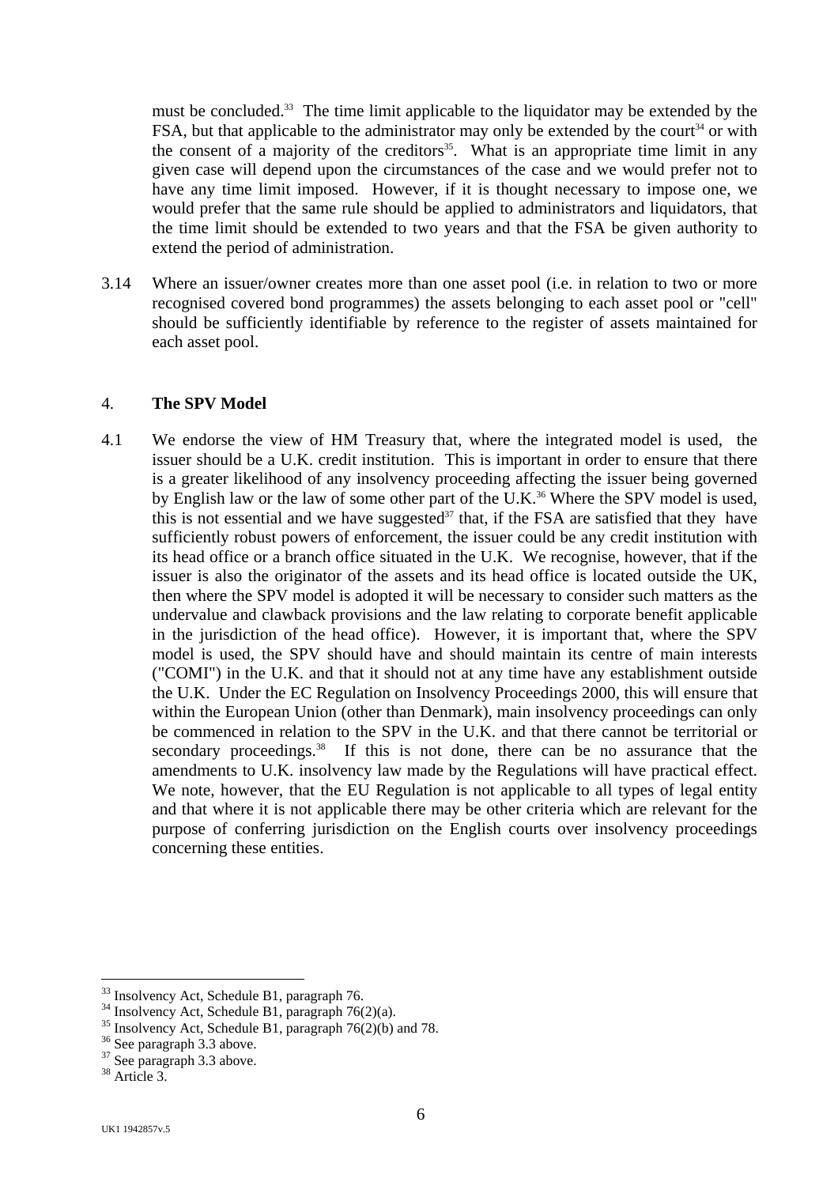must be concluded.[33] The time limit applicable to the liquidator may be extended by the FSA, but that applicable to the administrator may only be extended by the court[34] or with the consent of a majority of the creditors[35]. What is an appropriate time limit in any given case will depend upon the circumstances of the case and we would prefer not to have any time limit imposed. However, if it is thought necessary to impose one, we would prefer that the same rule should be applied to administrators and liquidators, that the time limit should be extended to two years and that the FSA be given authority to extend the period of administration.

3.14 Where an issuer/owner creates more than one asset pool (i.e. in relation to two or more recognised covered bond programmes) the assets belonging to each asset pool or "cell" should be sufficiently identifiable by reference to the register of assets maintained for each asset pool.

## 4. **The SPV Model**

4.1 We endorse the view of HM Treasury that, where the integrated model is used, the issuer should be a U.K. credit institution. This is important in order to ensure that there is a greater likelihood of any insolvency proceeding affecting the issuer being governed by English law or the law of some other part of the U.K.[36] Where the SPV model is used, this is not essential and we have suggested[37] that, if the FSA are satisfied that they have sufficiently robust powers of enforcement, the issuer could be any credit institution with its head office or a branch office situated in the U.K. We recognise, however, that if the issuer is also the originator of the assets and its head office is located outside the UK, then where the SPV model is adopted it will be necessary to consider such matters as the undervalue and clawback provisions and the law relating to corporate benefit applicable in the jurisdiction of the head office). However, it is important that, where the SPV model is used, the SPV should have and should maintain its centre of main interests ("COMI") in the U.K. and that it should not at any time have any establishment outside the U.K. Under the EC Regulation on Insolvency Proceedings 2000, this will ensure that within the European Union (other than Denmark), main insolvency proceedings can only be commenced in relation to the SPV in the U.K. and that there cannot be territorial or secondary proceedings.[38] If this is not done, there can be no assurance that the amendments to U.K. insolvency law made by the Regulations will have practical effect. We note, however, that the EU Regulation is not applicable to all types of legal entity and that where it is not applicable there may be other criteria which are relevant for the purpose of conferring jurisdiction on the English courts over insolvency proceedings concerning these entities.

---

[33] Insolvency Act, Schedule B1, paragraph 76.
[34] Insolvency Act, Schedule B1, paragraph 76(2)(a).
[35] Insolvency Act, Schedule B1, paragraph 76(2)(b) and 78.
[36] See paragraph 3.3 above.
[37] See paragraph 3.3 above.
[38] Article 3.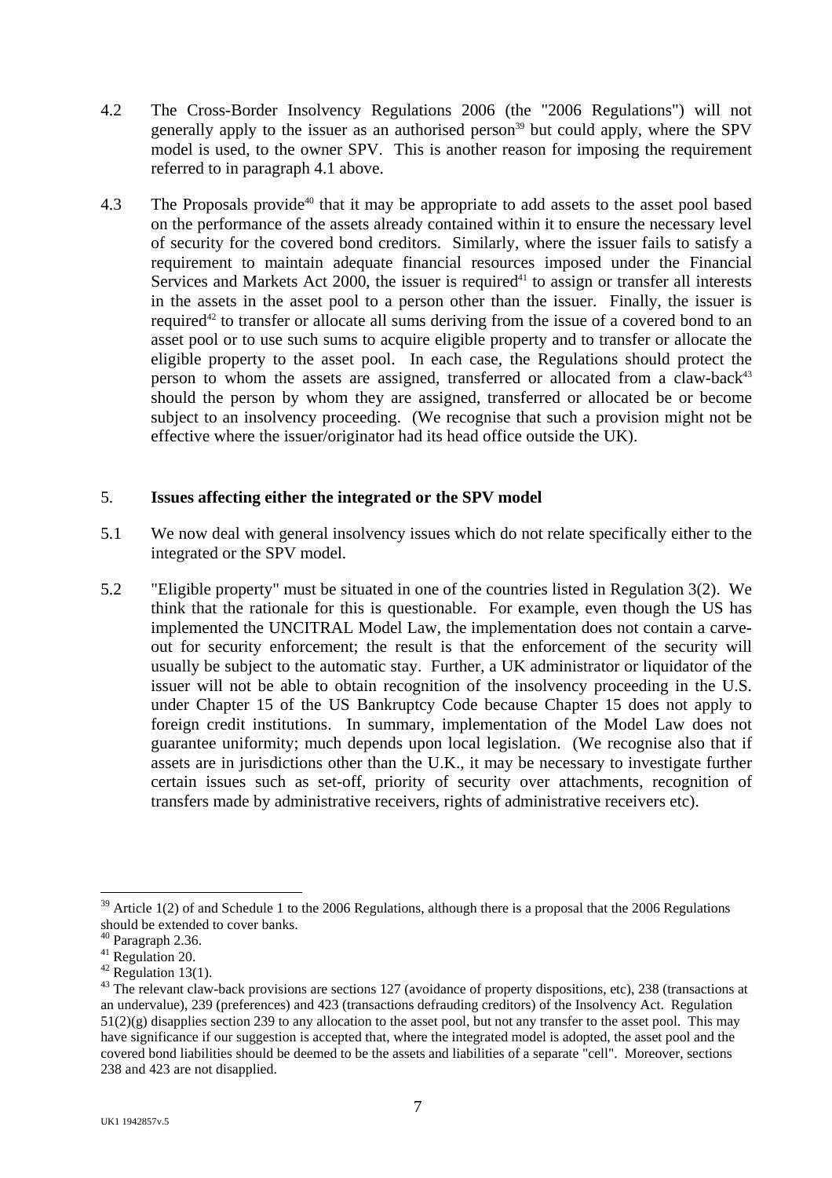4.2 The Cross-Border Insolvency Regulations 2006 (the "2006 Regulations") will not generally apply to the issuer as an authorised person[39] but could apply, where the SPV model is used, to the owner SPV. This is another reason for imposing the requirement referred to in paragraph 4.1 above.

4.3 The Proposals provide[40] that it may be appropriate to add assets to the asset pool based on the performance of the assets already contained within it to ensure the necessary level of security for the covered bond creditors. Similarly, where the issuer fails to satisfy a requirement to maintain adequate financial resources imposed under the Financial Services and Markets Act 2000, the issuer is required[41] to assign or transfer all interests in the assets in the asset pool to a person other than the issuer. Finally, the issuer is required[42] to transfer or allocate all sums deriving from the issue of a covered bond to an asset pool or to use such sums to acquire eligible property and to transfer or allocate the eligible property to the asset pool. In each case, the Regulations should protect the person to whom the assets are assigned, transferred or allocated from a claw-back[43] should the person by whom they are assigned, transferred or allocated be or become subject to an insolvency proceeding. (We recognise that such a provision might not be effective where the issuer/originator had its head office outside the UK).

## 5. Issues affecting either the integrated or the SPV model

5.1 We now deal with general insolvency issues which do not relate specifically either to the integrated or the SPV model.

5.2 "Eligible property" must be situated in one of the countries listed in Regulation 3(2). We think that the rationale for this is questionable. For example, even though the US has implemented the UNCITRAL Model Law, the implementation does not contain a carve-out for security enforcement; the result is that the enforcement of the security will usually be subject to the automatic stay. Further, a UK administrator or liquidator of the issuer will not be able to obtain recognition of the insolvency proceeding in the U.S. under Chapter 15 of the US Bankruptcy Code because Chapter 15 does not apply to foreign credit institutions. In summary, implementation of the Model Law does not guarantee uniformity; much depends upon local legislation. (We recognise also that if assets are in jurisdictions other than the U.K., it may be necessary to investigate further certain issues such as set-off, priority of security over attachments, recognition of transfers made by administrative receivers, rights of administrative receivers etc).

---

[39] Article 1(2) of and Schedule 1 to the 2006 Regulations, although there is a proposal that the 2006 Regulations should be extended to cover banks.

[40] Paragraph 2.36.

[41] Regulation 20.

[42] Regulation 13(1).

[43] The relevant claw-back provisions are sections 127 (avoidance of property dispositions, etc), 238 (transactions at an undervalue), 239 (preferences) and 423 (transactions defrauding creditors) of the Insolvency Act. Regulation 51(2)(g) disapplies section 239 to any allocation to the asset pool, but not any transfer to the asset pool. This may have significance if our suggestion is accepted that, where the integrated model is adopted, the asset pool and the covered bond liabilities should be deemed to be the assets and liabilities of a separate "cell". Moreover, sections 238 and 423 are not disapplied.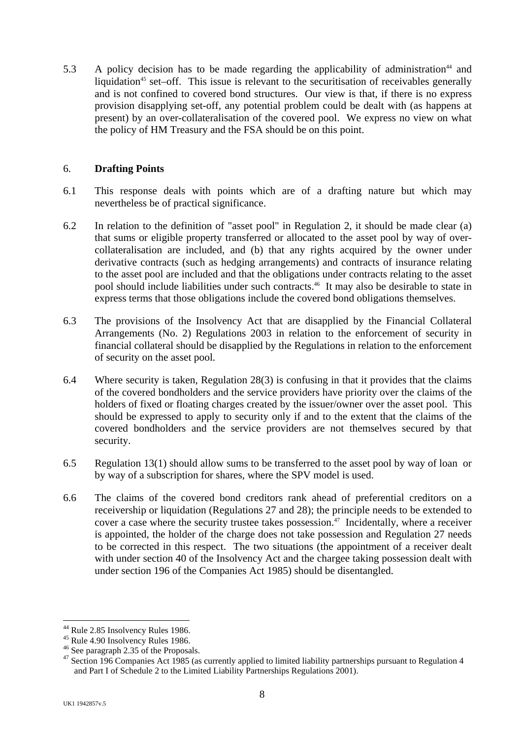5.3 A policy decision has to be made regarding the applicability of administration[44] and liquidation[45] set–off. This issue is relevant to the securitisation of receivables generally and is not confined to covered bond structures. Our view is that, if there is no express provision disapplying set-off, any potential problem could be dealt with (as happens at present) by an over-collateralisation of the covered pool. We express no view on what the policy of HM Treasury and the FSA should be on this point.

## 6. Drafting Points

6.1 This response deals with points which are of a drafting nature but which may nevertheless be of practical significance.

6.2 In relation to the definition of "asset pool" in Regulation 2, it should be made clear (a) that sums or eligible property transferred or allocated to the asset pool by way of over-collateralisation are included, and (b) that any rights acquired by the owner under derivative contracts (such as hedging arrangements) and contracts of insurance relating to the asset pool are included and that the obligations under contracts relating to the asset pool should include liabilities under such contracts.[46] It may also be desirable to state in express terms that those obligations include the covered bond obligations themselves.

6.3 The provisions of the Insolvency Act that are disapplied by the Financial Collateral Arrangements (No. 2) Regulations 2003 in relation to the enforcement of security in financial collateral should be disapplied by the Regulations in relation to the enforcement of security on the asset pool.

6.4 Where security is taken, Regulation 28(3) is confusing in that it provides that the claims of the covered bondholders and the service providers have priority over the claims of the holders of fixed or floating charges created by the issuer/owner over the asset pool. This should be expressed to apply to security only if and to the extent that the claims of the covered bondholders and the service providers are not themselves secured by that security.

6.5 Regulation 13(1) should allow sums to be transferred to the asset pool by way of loan or by way of a subscription for shares, where the SPV model is used.

6.6 The claims of the covered bond creditors rank ahead of preferential creditors on a receivership or liquidation (Regulations 27 and 28); the principle needs to be extended to cover a case where the security trustee takes possession.[47] Incidentally, where a receiver is appointed, the holder of the charge does not take possession and Regulation 27 needs to be corrected in this respect. The two situations (the appointment of a receiver dealt with under section 40 of the Insolvency Act and the chargee taking possession dealt with under section 196 of the Companies Act 1985) should be disentangled.

---

[44] Rule 2.85 Insolvency Rules 1986.

[45] Rule 4.90 Insolvency Rules 1986.

[46] See paragraph 2.35 of the Proposals.

[47] Section 196 Companies Act 1985 (as currently applied to limited liability partnerships pursuant to Regulation 4 and Part I of Schedule 2 to the Limited Liability Partnerships Regulations 2001).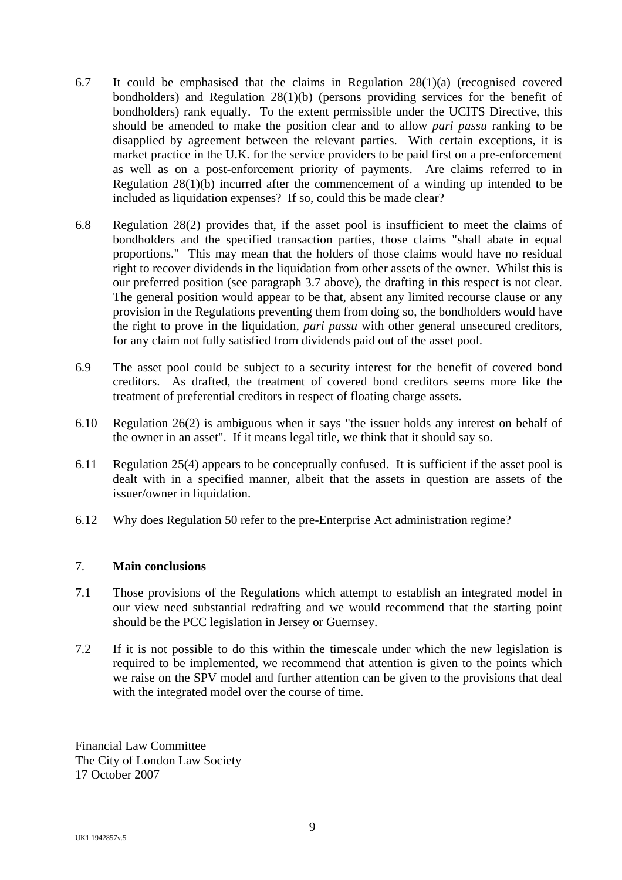6.7 It could be emphasised that the claims in Regulation 28(1)(a) (recognised covered bondholders) and Regulation 28(1)(b) (persons providing services for the benefit of bondholders) rank equally. To the extent permissible under the UCITS Directive, this should be amended to make the position clear and to allow *pari passu* ranking to be disapplied by agreement between the relevant parties. With certain exceptions, it is market practice in the U.K. for the service providers to be paid first on a pre-enforcement as well as on a post-enforcement priority of payments. Are claims referred to in Regulation 28(1)(b) incurred after the commencement of a winding up intended to be included as liquidation expenses? If so, could this be made clear?

6.8 Regulation 28(2) provides that, if the asset pool is insufficient to meet the claims of bondholders and the specified transaction parties, those claims "shall abate in equal proportions." This may mean that the holders of those claims would have no residual right to recover dividends in the liquidation from other assets of the owner. Whilst this is our preferred position (see paragraph 3.7 above), the drafting in this respect is not clear. The general position would appear to be that, absent any limited recourse clause or any provision in the Regulations preventing them from doing so, the bondholders would have the right to prove in the liquidation, *pari passu* with other general unsecured creditors, for any claim not fully satisfied from dividends paid out of the asset pool.

6.9 The asset pool could be subject to a security interest for the benefit of covered bond creditors. As drafted, the treatment of covered bond creditors seems more like the treatment of preferential creditors in respect of floating charge assets.

6.10 Regulation 26(2) is ambiguous when it says "the issuer holds any interest on behalf of the owner in an asset". If it means legal title, we think that it should say so.

6.11 Regulation 25(4) appears to be conceptually confused. It is sufficient if the asset pool is dealt with in a specified manner, albeit that the assets in question are assets of the issuer/owner in liquidation.

6.12 Why does Regulation 50 refer to the pre-Enterprise Act administration regime?

## 7. Main conclusions

7.1 Those provisions of the Regulations which attempt to establish an integrated model in our view need substantial redrafting and we would recommend that the starting point should be the PCC legislation in Jersey or Guernsey.

7.2 If it is not possible to do this within the timescale under which the new legislation is required to be implemented, we recommend that attention is given to the points which we raise on the SPV model and further attention can be given to the provisions that deal with the integrated model over the course of time.

Financial Law Committee
The City of London Law Society
17 October 2007

UK1 1942857v.5